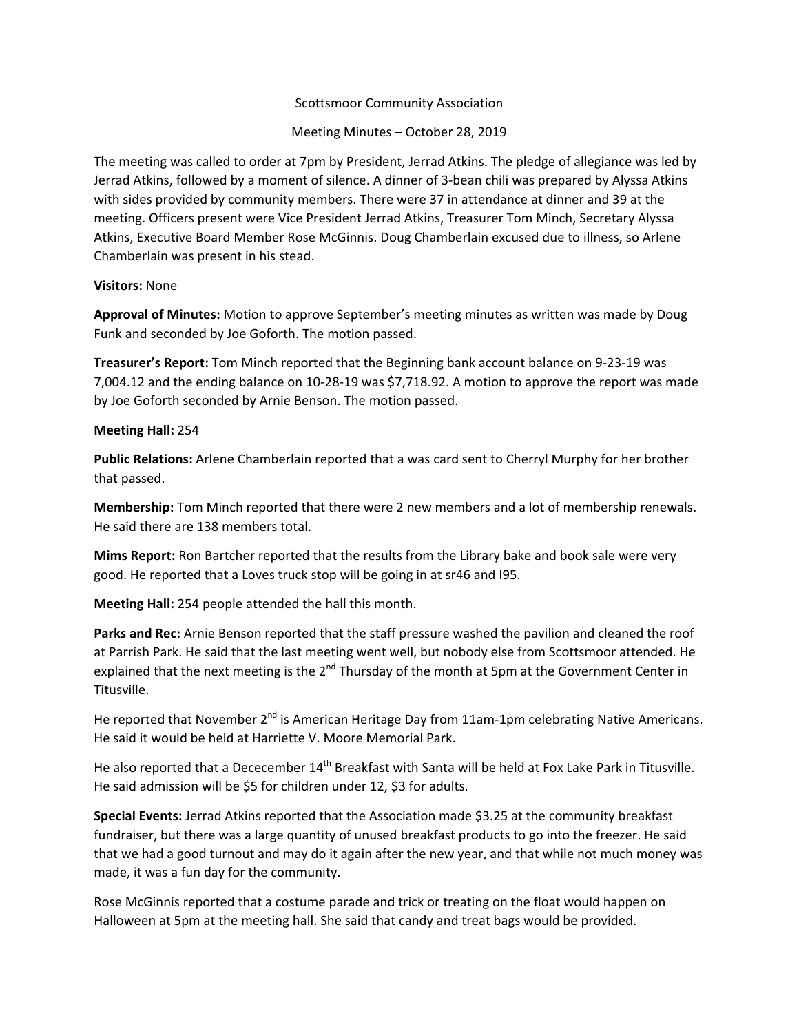Scottsmoor Community Association

Meeting Minutes – October 28, 2019

The meeting was called to order at 7pm by President, Jerrad Atkins. The pledge of allegiance was led by Jerrad Atkins, followed by a moment of silence. A dinner of 3-bean chili was prepared by Alyssa Atkins with sides provided by community members. There were 37 in attendance at dinner and 39 at the meeting. Officers present were Vice President Jerrad Atkins, Treasurer Tom Minch, Secretary Alyssa Atkins, Executive Board Member Rose McGinnis. Doug Chamberlain excused due to illness, so Arlene Chamberlain was present in his stead.

**Visitors:** None

**Approval of Minutes:** Motion to approve September's meeting minutes as written was made by Doug Funk and seconded by Joe Goforth. The motion passed.

**Treasurer's Report:** Tom Minch reported that the Beginning bank account balance on 9-23-19 was 7,004.12 and the ending balance on 10-28-19 was $7,718.92. A motion to approve the report was made by Joe Goforth seconded by Arnie Benson. The motion passed.

**Meeting Hall:** 254

**Public Relations:** Arlene Chamberlain reported that a was card sent to Cherryl Murphy for her brother that passed.

**Membership:** Tom Minch reported that there were 2 new members and a lot of membership renewals. He said there are 138 members total.

**Mims Report:** Ron Bartcher reported that the results from the Library bake and book sale were very good. He reported that a Loves truck stop will be going in at sr46 and I95.

**Meeting Hall:** 254 people attended the hall this month.

**Parks and Rec:** Arnie Benson reported that the staff pressure washed the pavilion and cleaned the roof at Parrish Park. He said that the last meeting went well, but nobody else from Scottsmoor attended. He explained that the next meeting is the 2nd Thursday of the month at 5pm at the Government Center in Titusville.

He reported that November 2nd is American Heritage Day from 11am-1pm celebrating Native Americans. He said it would be held at Harriette V. Moore Memorial Park.

He also reported that a Dececember 14th Breakfast with Santa will be held at Fox Lake Park in Titusville. He said admission will be $5 for children under 12, $3 for adults.

**Special Events:** Jerrad Atkins reported that the Association made $3.25 at the community breakfast fundraiser, but there was a large quantity of unused breakfast products to go into the freezer. He said that we had a good turnout and may do it again after the new year, and that while not much money was made, it was a fun day for the community.

Rose McGinnis reported that a costume parade and trick or treating on the float would happen on Halloween at 5pm at the meeting hall. She said that candy and treat bags would be provided.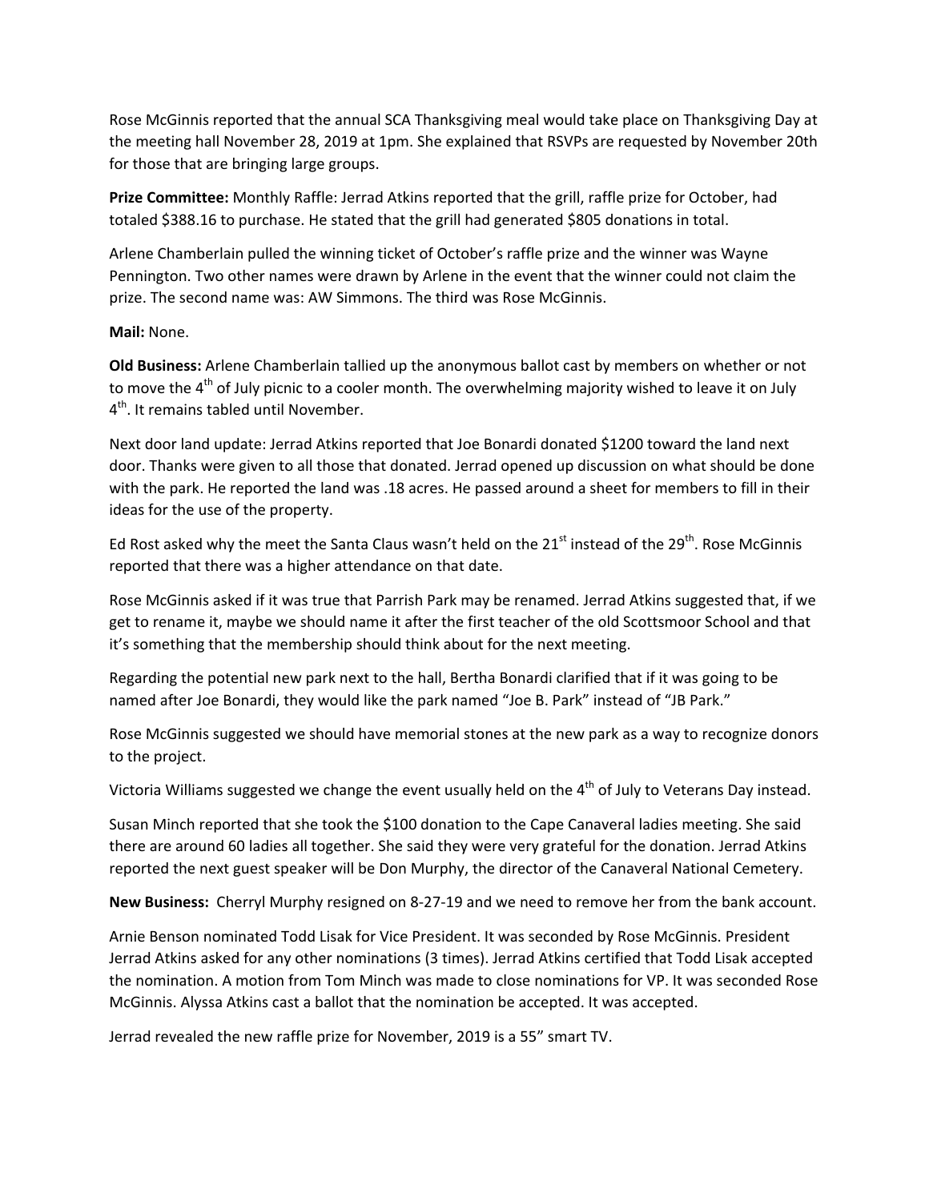Rose McGinnis reported that the annual SCA Thanksgiving meal would take place on Thanksgiving Day at the meeting hall November 28, 2019 at 1pm. She explained that RSVPs are requested by November 20th for those that are bringing large groups.

**Prize Committee:** Monthly Raffle: Jerrad Atkins reported that the grill, raffle prize for October, had totaled $388.16 to purchase. He stated that the grill had generated $805 donations in total.

Arlene Chamberlain pulled the winning ticket of October's raffle prize and the winner was Wayne Pennington. Two other names were drawn by Arlene in the event that the winner could not claim the prize. The second name was: AW Simmons. The third was Rose McGinnis.

**Mail:** None.

**Old Business:** Arlene Chamberlain tallied up the anonymous ballot cast by members on whether or not to move the 4th of July picnic to a cooler month. The overwhelming majority wished to leave it on July 4th. It remains tabled until November.

Next door land update: Jerrad Atkins reported that Joe Bonardi donated $1200 toward the land next door. Thanks were given to all those that donated. Jerrad opened up discussion on what should be done with the park. He reported the land was .18 acres. He passed around a sheet for members to fill in their ideas for the use of the property.

Ed Rost asked why the meet the Santa Claus wasn't held on the 21st instead of the 29th. Rose McGinnis reported that there was a higher attendance on that date.

Rose McGinnis asked if it was true that Parrish Park may be renamed. Jerrad Atkins suggested that, if we get to rename it, maybe we should name it after the first teacher of the old Scottsmoor School and that it's something that the membership should think about for the next meeting.

Regarding the potential new park next to the hall, Bertha Bonardi clarified that if it was going to be named after Joe Bonardi, they would like the park named "Joe B. Park" instead of "JB Park."

Rose McGinnis suggested we should have memorial stones at the new park as a way to recognize donors to the project.

Victoria Williams suggested we change the event usually held on the 4th of July to Veterans Day instead.

Susan Minch reported that she took the $100 donation to the Cape Canaveral ladies meeting. She said there are around 60 ladies all together. She said they were very grateful for the donation. Jerrad Atkins reported the next guest speaker will be Don Murphy, the director of the Canaveral National Cemetery.

**New Business:** Cherryl Murphy resigned on 8-27-19 and we need to remove her from the bank account.

Arnie Benson nominated Todd Lisak for Vice President. It was seconded by Rose McGinnis. President Jerrad Atkins asked for any other nominations (3 times). Jerrad Atkins certified that Todd Lisak accepted the nomination. A motion from Tom Minch was made to close nominations for VP. It was seconded Rose McGinnis. Alyssa Atkins cast a ballot that the nomination be accepted. It was accepted.

Jerrad revealed the new raffle prize for November, 2019 is a 55" smart TV.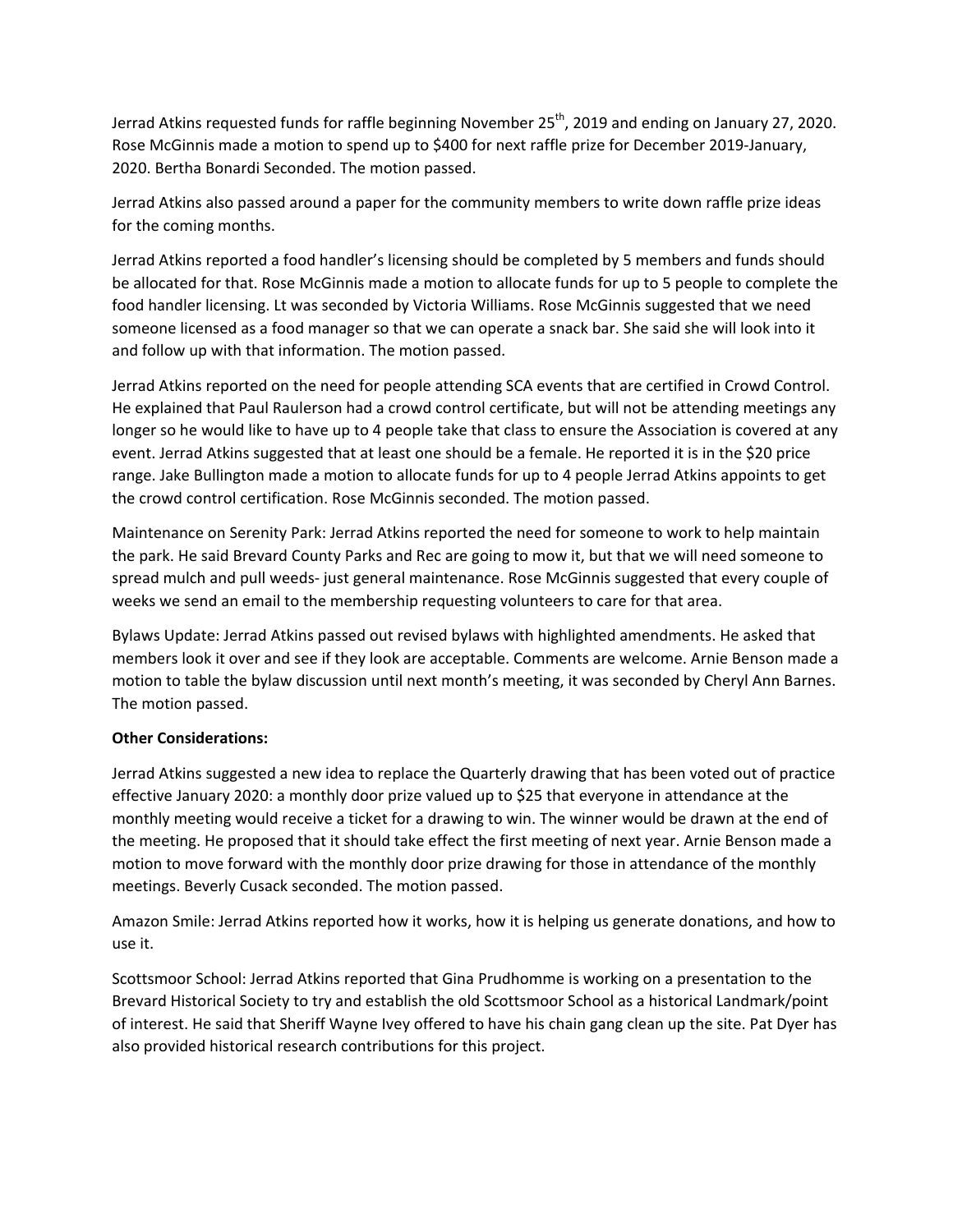Jerrad Atkins requested funds for raffle beginning November 25th, 2019 and ending on January 27, 2020. Rose McGinnis made a motion to spend up to $400 for next raffle prize for December 2019-January, 2020. Bertha Bonardi Seconded. The motion passed.

Jerrad Atkins also passed around a paper for the community members to write down raffle prize ideas for the coming months.

Jerrad Atkins reported a food handler's licensing should be completed by 5 members and funds should be allocated for that. Rose McGinnis made a motion to allocate funds for up to 5 people to complete the food handler licensing. Lt was seconded by Victoria Williams. Rose McGinnis suggested that we need someone licensed as a food manager so that we can operate a snack bar. She said she will look into it and follow up with that information. The motion passed.

Jerrad Atkins reported on the need for people attending SCA events that are certified in Crowd Control. He explained that Paul Raulerson had a crowd control certificate, but will not be attending meetings any longer so he would like to have up to 4 people take that class to ensure the Association is covered at any event. Jerrad Atkins suggested that at least one should be a female. He reported it is in the $20 price range. Jake Bullington made a motion to allocate funds for up to 4 people Jerrad Atkins appoints to get the crowd control certification. Rose McGinnis seconded. The motion passed.

Maintenance on Serenity Park: Jerrad Atkins reported the need for someone to work to help maintain the park. He said Brevard County Parks and Rec are going to mow it, but that we will need someone to spread mulch and pull weeds- just general maintenance. Rose McGinnis suggested that every couple of weeks we send an email to the membership requesting volunteers to care for that area.

Bylaws Update: Jerrad Atkins passed out revised bylaws with highlighted amendments. He asked that members look it over and see if they look are acceptable. Comments are welcome. Arnie Benson made a motion to table the bylaw discussion until next month's meeting, it was seconded by Cheryl Ann Barnes. The motion passed.

**Other Considerations:**

Jerrad Atkins suggested a new idea to replace the Quarterly drawing that has been voted out of practice effective January 2020: a monthly door prize valued up to $25 that everyone in attendance at the monthly meeting would receive a ticket for a drawing to win. The winner would be drawn at the end of the meeting. He proposed that it should take effect the first meeting of next year. Arnie Benson made a motion to move forward with the monthly door prize drawing for those in attendance of the monthly meetings. Beverly Cusack seconded. The motion passed.

Amazon Smile: Jerrad Atkins reported how it works, how it is helping us generate donations, and how to use it.

Scottsmoor School: Jerrad Atkins reported that Gina Prudhomme is working on a presentation to the Brevard Historical Society to try and establish the old Scottsmoor School as a historical Landmark/point of interest. He said that Sheriff Wayne Ivey offered to have his chain gang clean up the site. Pat Dyer has also provided historical research contributions for this project.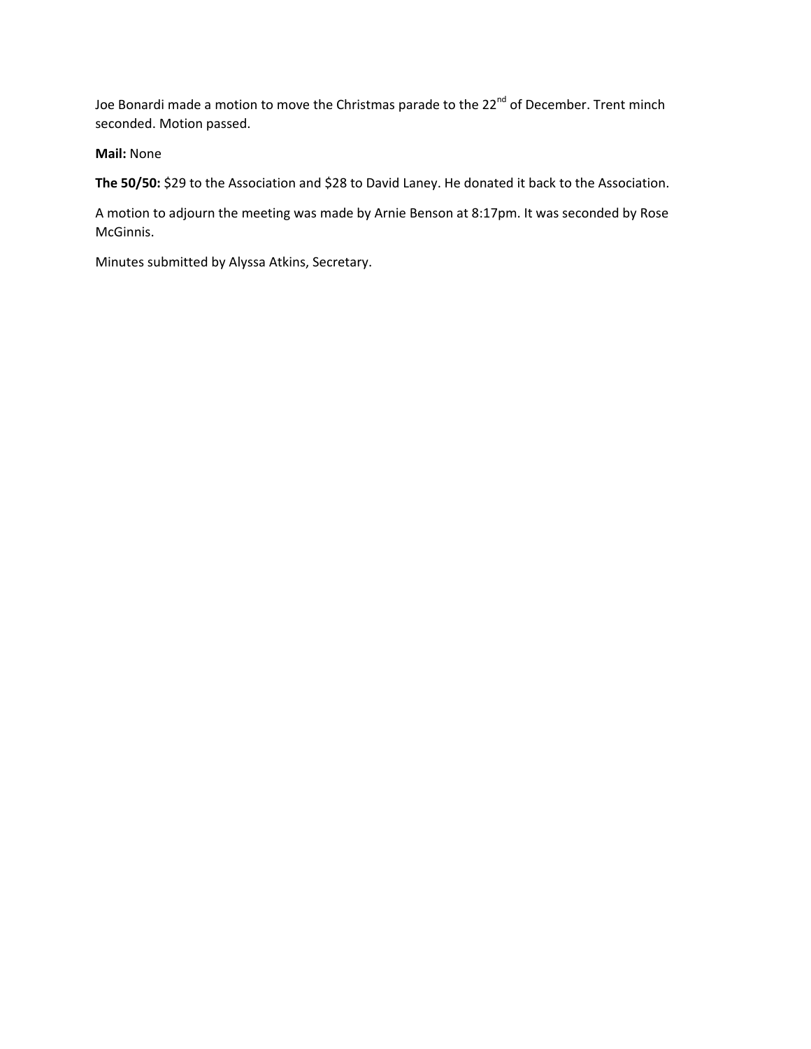Joe Bonardi made a motion to move the Christmas parade to the 22nd of December. Trent minch seconded. Motion passed.

**Mail:** None

**The 50/50:** $29 to the Association and $28 to David Laney. He donated it back to the Association.

A motion to adjourn the meeting was made by Arnie Benson at 8:17pm. It was seconded by Rose McGinnis.

Minutes submitted by Alyssa Atkins, Secretary.